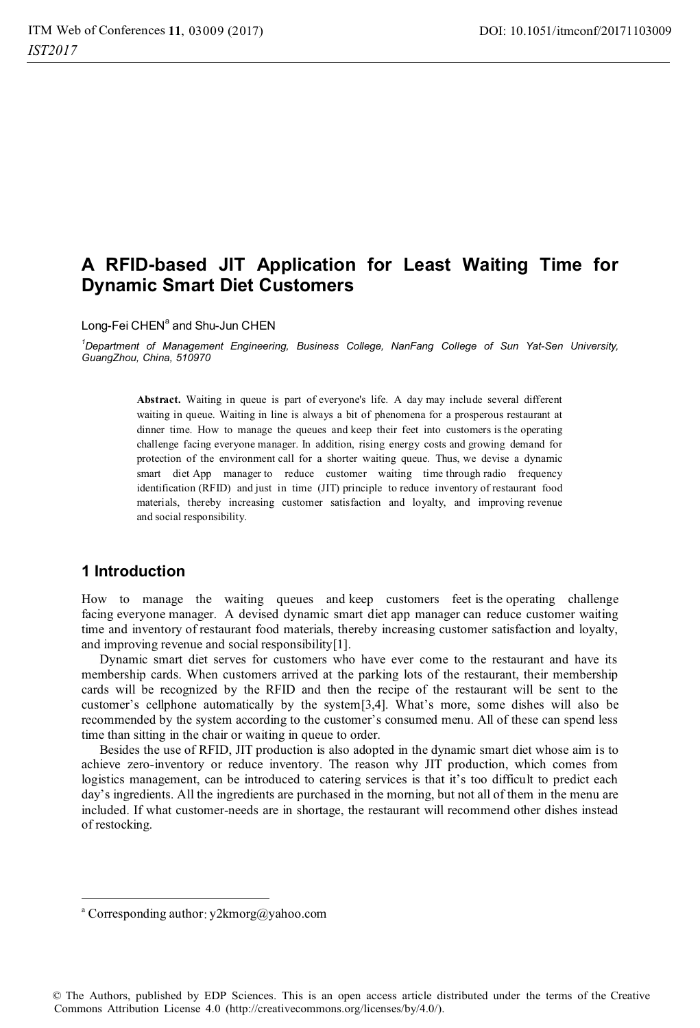# A RFID-based JIT Application for Least Waiting Time for Dynamic Smart Diet Customers

Long-Fei CHEN[a] and Shu-Jun CHEN

[1]*Department of Management Engineering, Business College, NanFang College of Sun Yat-Sen University, GuangZhou, China, 510970*

**Abstract.** Waiting in queue is part of everyone's life. A day may include several different waiting in queue. Waiting in line is always a bit of phenomena for a prosperous restaurant at dinner time. How to manage the queues and keep their feet into customers is the operating challenge facing everyone manager. In addition, rising energy costs and growing demand for protection of the environment call for a shorter waiting queue. Thus, we devise a dynamic smart diet App manager to reduce customer waiting time through radio frequency identification (RFID) and just in time (JIT) principle to reduce inventory of restaurant food materials, thereby increasing customer satisfaction and loyalty, and improving revenue and social responsibility.

## 1 Introduction

How to manage the waiting queues and keep customers feet is the operating challenge facing everyone manager. A devised dynamic smart diet app manager can reduce customer waiting time and inventory of restaurant food materials, thereby increasing customer satisfaction and loyalty, and improving revenue and social responsibility[1].

Dynamic smart diet serves for customers who have ever come to the restaurant and have its membership cards. When customers arrived at the parking lots of the restaurant, their membership cards will be recognized by the RFID and then the recipe of the restaurant will be sent to the customer's cellphone automatically by the system[3,4]. What's more, some dishes will also be recommended by the system according to the customer's consumed menu. All of these can spend less time than sitting in the chair or waiting in queue to order.

Besides the use of RFID, JIT production is also adopted in the dynamic smart diet whose aim is to achieve zero-inventory or reduce inventory. The reason why JIT production, which comes from logistics management, can be introduced to catering services is that it's too difficult to predict each day's ingredients. All the ingredients are purchased in the morning, but not all of them in the menu are included. If what customer-needs are in shortage, the restaurant will recommend other dishes instead of restocking.

---

[a] Corresponding author: y2kmorg@yahoo.com

© The Authors, published by EDP Sciences. This is an open access article distributed under the terms of the Creative Commons Attribution License 4.0 (http://creativecommons.org/licenses/by/4.0/).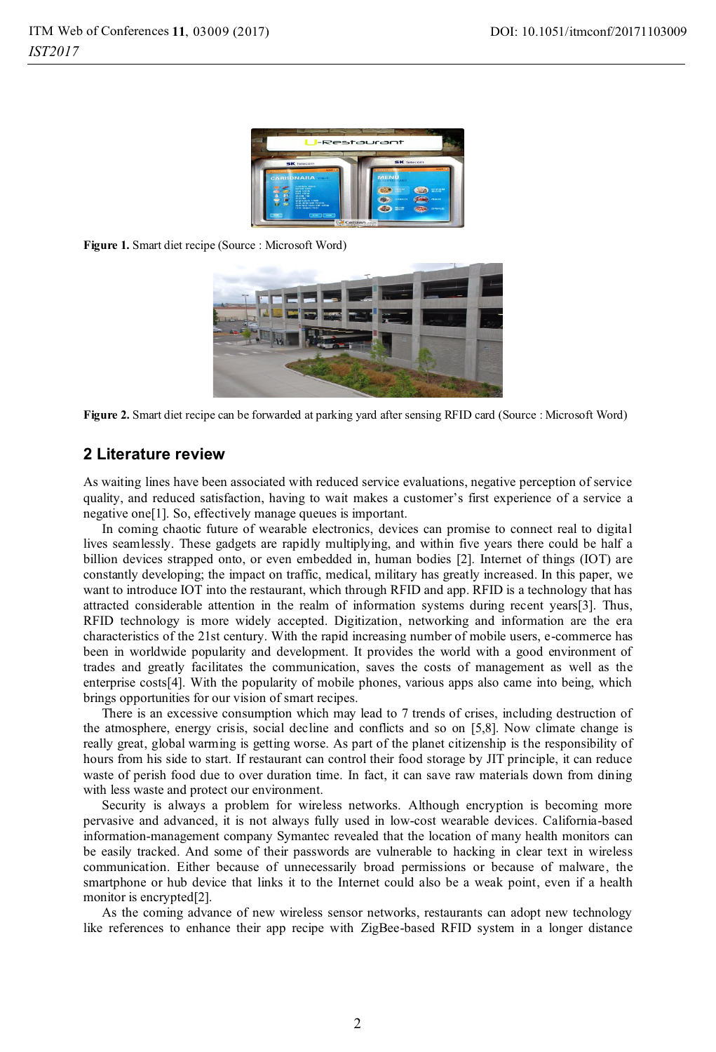Figure 1. Smart diet recipe (Source : Microsoft Word)

Figure 2. Smart diet recipe can be forwarded at parking yard after sensing RFID card (Source : Microsoft Word)

## 2 Literature review

As waiting lines have been associated with reduced service evaluations, negative perception of service quality, and reduced satisfaction, having to wait makes a customer's first experience of a service a negative one[1]. So, effectively manage queues is important.

In coming chaotic future of wearable electronics, devices can promise to connect real to digital lives seamlessly. These gadgets are rapidly multiplying, and within five years there could be half a billion devices strapped onto, or even embedded in, human bodies [2]. Internet of things (IOT) are constantly developing; the impact on traffic, medical, military has greatly increased. In this paper, we want to introduce IOT into the restaurant, which through RFID and app. RFID is a technology that has attracted considerable attention in the realm of information systems during recent years[3]. Thus, RFID technology is more widely accepted. Digitization, networking and information are the era characteristics of the 21st century. With the rapid increasing number of mobile users, e-commerce has been in worldwide popularity and development. It provides the world with a good environment of trades and greatly facilitates the communication, saves the costs of management as well as the enterprise costs[4]. With the popularity of mobile phones, various apps also came into being, which brings opportunities for our vision of smart recipes.

There is an excessive consumption which may lead to 7 trends of crises, including destruction of the atmosphere, energy crisis, social decline and conflicts and so on [5,8]. Now climate change is really great, global warming is getting worse. As part of the planet citizenship is the responsibility of hours from his side to start. If restaurant can control their food storage by JIT principle, it can reduce waste of perish food due to over duration time. In fact, it can save raw materials down from dining with less waste and protect our environment.

Security is always a problem for wireless networks. Although encryption is becoming more pervasive and advanced, it is not always fully used in low-cost wearable devices. California-based information-management company Symantec revealed that the location of many health monitors can be easily tracked. And some of their passwords are vulnerable to hacking in clear text in wireless communication. Either because of unnecessarily broad permissions or because of malware, the smartphone or hub device that links it to the Internet could also be a weak point, even if a health monitor is encrypted[2].

As the coming advance of new wireless sensor networks, restaurants can adopt new technology like references to enhance their app recipe with ZigBee-based RFID system in a longer distance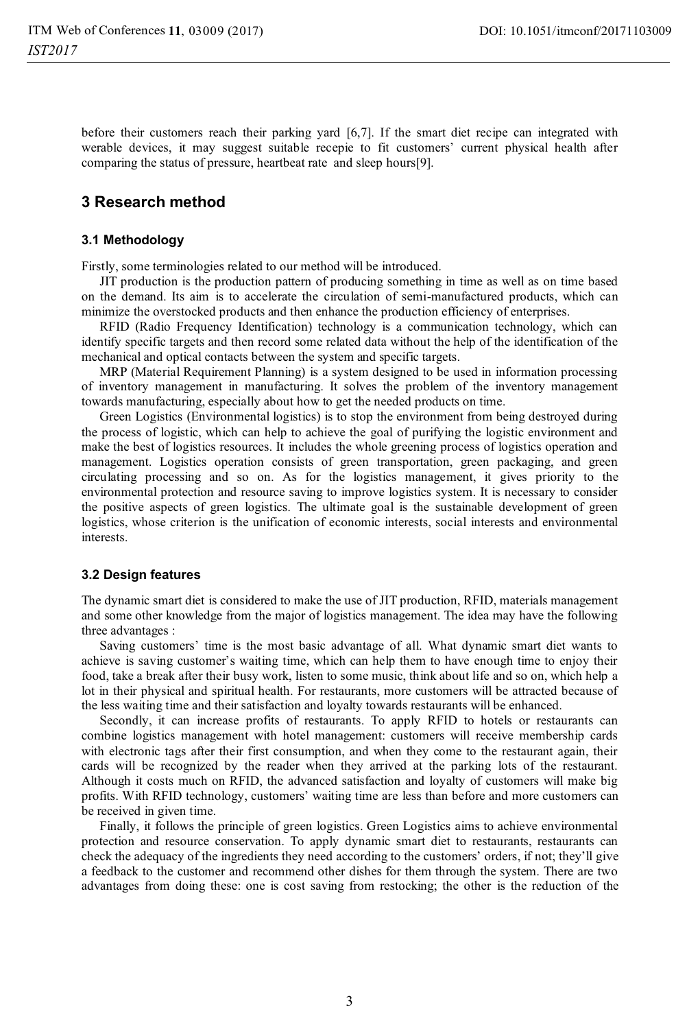before their customers reach their parking yard [6,7]. If the smart diet recipe can integrated with werable devices, it may suggest suitable recepie to fit customers' current physical health after comparing the status of pressure, heartbeat rate and sleep hours[9].

## 3 Research method

### 3.1 Methodology

Firstly, some terminologies related to our method will be introduced.

JIT production is the production pattern of producing something in time as well as on time based on the demand. Its aim is to accelerate the circulation of semi-manufactured products, which can minimize the overstocked products and then enhance the production efficiency of enterprises.

RFID (Radio Frequency Identification) technology is a communication technology, which can identify specific targets and then record some related data without the help of the identification of the mechanical and optical contacts between the system and specific targets.

MRP (Material Requirement Planning) is a system designed to be used in information processing of inventory management in manufacturing. It solves the problem of the inventory management towards manufacturing, especially about how to get the needed products on time.

Green Logistics (Environmental logistics) is to stop the environment from being destroyed during the process of logistic, which can help to achieve the goal of purifying the logistic environment and make the best of logistics resources. It includes the whole greening process of logistics operation and management. Logistics operation consists of green transportation, green packaging, and green circulating processing and so on. As for the logistics management, it gives priority to the environmental protection and resource saving to improve logistics system. It is necessary to consider the positive aspects of green logistics. The ultimate goal is the sustainable development of green logistics, whose criterion is the unification of economic interests, social interests and environmental interests.

### 3.2 Design features

The dynamic smart diet is considered to make the use of JIT production, RFID, materials management and some other knowledge from the major of logistics management. The idea may have the following three advantages :

Saving customers' time is the most basic advantage of all. What dynamic smart diet wants to achieve is saving customer's waiting time, which can help them to have enough time to enjoy their food, take a break after their busy work, listen to some music, think about life and so on, which help a lot in their physical and spiritual health. For restaurants, more customers will be attracted because of the less waiting time and their satisfaction and loyalty towards restaurants will be enhanced.

Secondly, it can increase profits of restaurants. To apply RFID to hotels or restaurants can combine logistics management with hotel management: customers will receive membership cards with electronic tags after their first consumption, and when they come to the restaurant again, their cards will be recognized by the reader when they arrived at the parking lots of the restaurant. Although it costs much on RFID, the advanced satisfaction and loyalty of customers will make big profits. With RFID technology, customers' waiting time are less than before and more customers can be received in given time.

Finally, it follows the principle of green logistics. Green Logistics aims to achieve environmental protection and resource conservation. To apply dynamic smart diet to restaurants, restaurants can check the adequacy of the ingredients they need according to the customers' orders, if not; they'll give a feedback to the customer and recommend other dishes for them through the system. There are two advantages from doing these: one is cost saving from restocking; the other is the reduction of the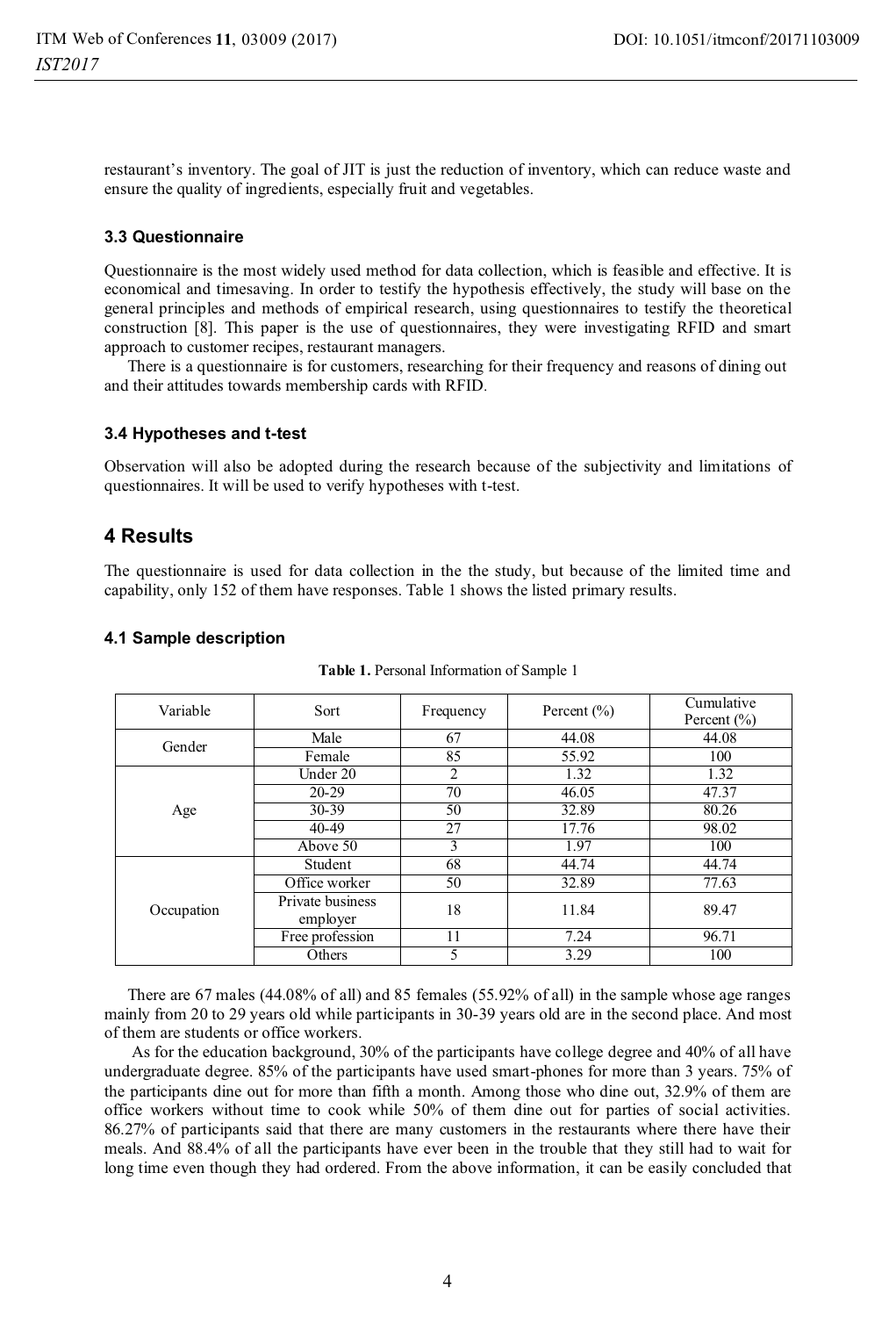restaurant's inventory. The goal of JIT is just the reduction of inventory, which can reduce waste and ensure the quality of ingredients, especially fruit and vegetables.

### 3.3 Questionnaire

Questionnaire is the most widely used method for data collection, which is feasible and effective. It is economical and timesaving. In order to testify the hypothesis effectively, the study will base on the general principles and methods of empirical research, using questionnaires to testify the theoretical construction [8]. This paper is the use of questionnaires, they were investigating RFID and smart approach to customer recipes, restaurant managers.

There is a questionnaire is for customers, researching for their frequency and reasons of dining out and their attitudes towards membership cards with RFID.

### 3.4 Hypotheses and t-test

Observation will also be adopted during the research because of the subjectivity and limitations of questionnaires. It will be used to verify hypotheses with t-test.

## 4 Results

The questionnaire is used for data collection in the the study, but because of the limited time and capability, only 152 of them have responses. Table 1 shows the listed primary results.

### 4.1 Sample description

**Table 1.** Personal Information of Sample 1

| Variable | Sort | Frequency | Percent (%) | Cumulative Percent (%) |
|---|---|---|---|---|
| Gender | Male | 67 | 44.08 | 44.08 |
| | Female | 85 | 55.92 | 100 |
| Age | Under 20 | 2 | 1.32 | 1.32 |
| | 20-29 | 70 | 46.05 | 47.37 |
| | 30-39 | 50 | 32.89 | 80.26 |
| | 40-49 | 27 | 17.76 | 98.02 |
| | Above 50 | 3 | 1.97 | 100 |
| Occupation | Student | 68 | 44.74 | 44.74 |
| | Office worker | 50 | 32.89 | 77.63 |
| | Private business employer | 18 | 11.84 | 89.47 |
| | Free profession | 11 | 7.24 | 96.71 |
| | Others | 5 | 3.29 | 100 |

There are 67 males (44.08% of all) and 85 females (55.92% of all) in the sample whose age ranges mainly from 20 to 29 years old while participants in 30-39 years old are in the second place. And most of them are students or office workers.

As for the education background, 30% of the participants have college degree and 40% of all have undergraduate degree. 85% of the participants have used smart-phones for more than 3 years. 75% of the participants dine out for more than fifth a month. Among those who dine out, 32.9% of them are office workers without time to cook while 50% of them dine out for parties of social activities. 86.27% of participants said that there are many customers in the restaurants where there have their meals. And 88.4% of all the participants have ever been in the trouble that they still had to wait for long time even though they had ordered. From the above information, it can be easily concluded that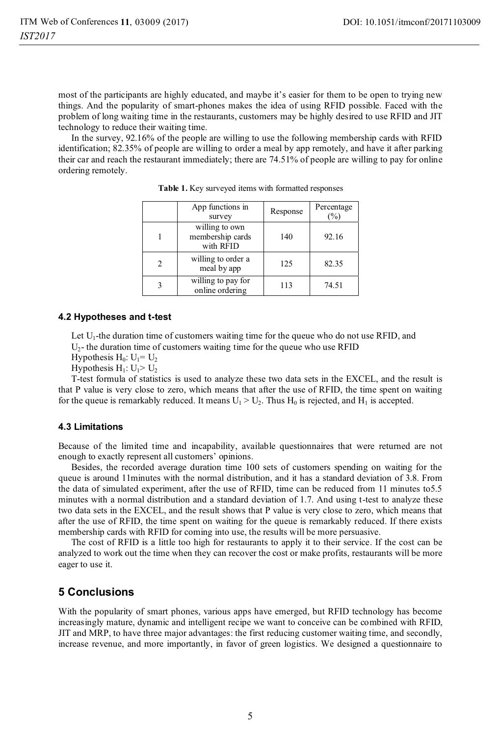most of the participants are highly educated, and maybe it's easier for them to be open to trying new things. And the popularity of smart-phones makes the idea of using RFID possible. Faced with the problem of long waiting time in the restaurants, customers may be highly desired to use RFID and JIT technology to reduce their waiting time.

In the survey, 92.16% of the people are willing to use the following membership cards with RFID identification; 82.35% of people are willing to order a meal by app remotely, and have it after parking their car and reach the restaurant immediately; there are 74.51% of people are willing to pay for online ordering remotely.

**Table 1.** Key surveyed items with formatted responses

| | App functions in survey | Response | Percentage (%) |
|---|---|---|---|
| 1 | willing to own membership cards with RFID | 140 | 92.16 |
| 2 | willing to order a meal by app | 125 | 82.35 |
| 3 | willing to pay for online ordering | 113 | 74.51 |

### 4.2 Hypotheses and t-test

Let $U_1$-the duration time of customers waiting time for the queue who do not use RFID, and

$U_2$- the duration time of customers waiting time for the queue who use RFID

Hypothesis $H_0$: $U_1 = U_2$

Hypothesis $H_1$: $U_1 > U_2$

T-test formula of statistics is used to analyze these two data sets in the EXCEL, and the result is that P value is very close to zero, which means that after the use of RFID, the time spent on waiting for the queue is remarkably reduced. It means $U_1 > U_2$. Thus $H_0$ is rejected, and $H_1$ is accepted.

### 4.3 Limitations

Because of the limited time and incapability, available questionnaires that were returned are not enough to exactly represent all customers' opinions.

Besides, the recorded average duration time 100 sets of customers spending on waiting for the queue is around 11minutes with the normal distribution, and it has a standard deviation of 3.8. From the data of simulated experiment, after the use of RFID, time can be reduced from 11 minutes to5.5 minutes with a normal distribution and a standard deviation of 1.7. And using t-test to analyze these two data sets in the EXCEL, and the result shows that P value is very close to zero, which means that after the use of RFID, the time spent on waiting for the queue is remarkably reduced. If there exists membership cards with RFID for coming into use, the results will be more persuasive.

The cost of RFID is a little too high for restaurants to apply it to their service. If the cost can be analyzed to work out the time when they can recover the cost or make profits, restaurants will be more eager to use it.

## 5 Conclusions

With the popularity of smart phones, various apps have emerged, but RFID technology has become increasingly mature, dynamic and intelligent recipe we want to conceive can be combined with RFID, JIT and MRP, to have three major advantages: the first reducing customer waiting time, and secondly, increase revenue, and more importantly, in favor of green logistics. We designed a questionnaire to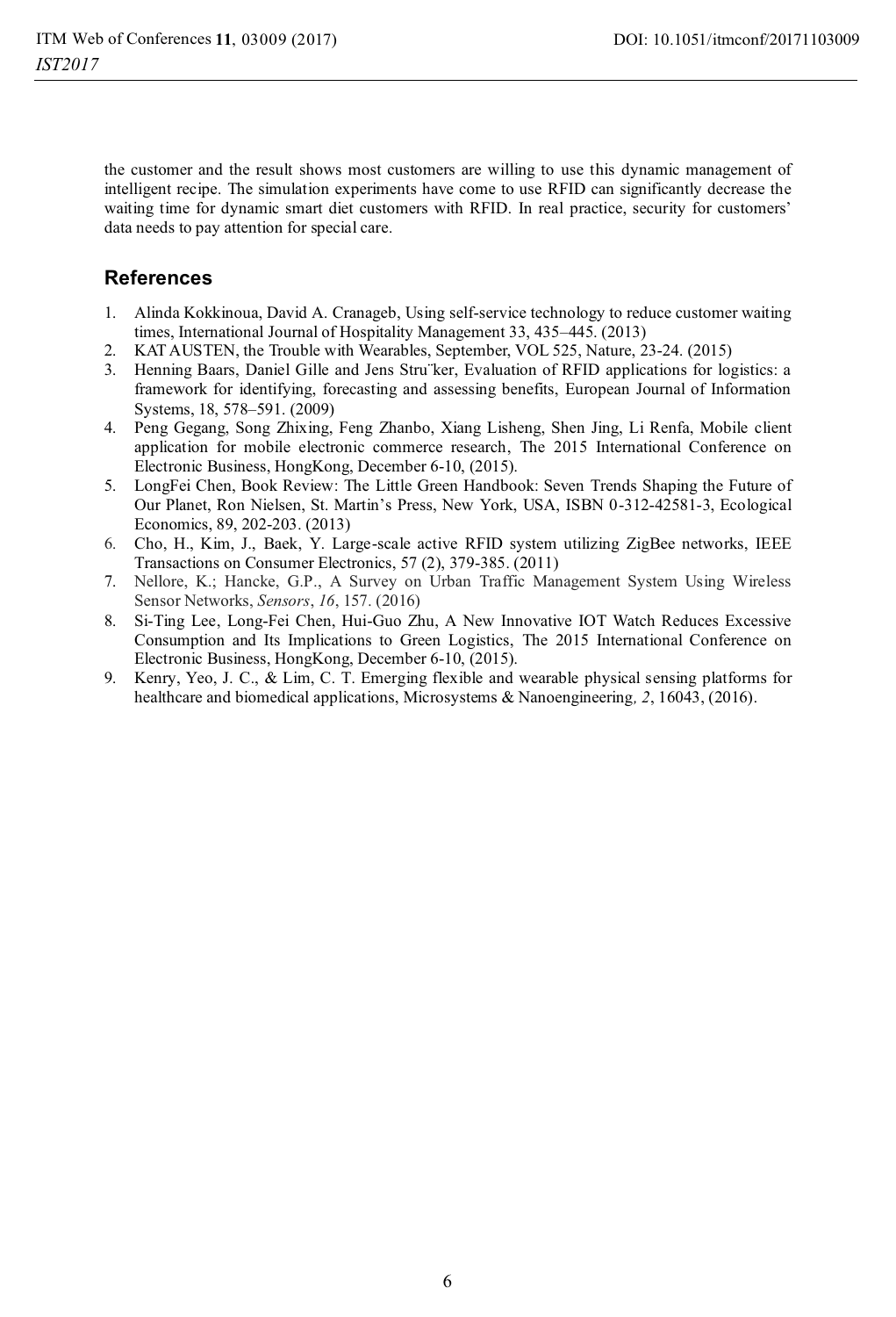the customer and the result shows most customers are willing to use this dynamic management of intelligent recipe. The simulation experiments have come to use RFID can significantly decrease the waiting time for dynamic smart diet customers with RFID. In real practice, security for customers' data needs to pay attention for special care.

## References

1. Alinda Kokkinoua, David A. Cranageb, Using self-service technology to reduce customer waiting times, International Journal of Hospitality Management 33, 435–445. (2013)
2. KAT AUSTEN, the Trouble with Wearables, September, VOL 525, Nature, 23-24. (2015)
3. Henning Baars, Daniel Gille and Jens Stru¨ker, Evaluation of RFID applications for logistics: a framework for identifying, forecasting and assessing benefits, European Journal of Information Systems, 18, 578–591. (2009)
4. Peng Gegang, Song Zhixing, Feng Zhanbo, Xiang Lisheng, Shen Jing, Li Renfa, Mobile client application for mobile electronic commerce research, The 2015 International Conference on Electronic Business, HongKong, December 6-10, (2015).
5. LongFei Chen, Book Review: The Little Green Handbook: Seven Trends Shaping the Future of Our Planet, Ron Nielsen, St. Martin's Press, New York, USA, ISBN 0-312-42581-3, Ecological Economics, 89, 202-203. (2013)
6. Cho, H., Kim, J., Baek, Y. Large-scale active RFID system utilizing ZigBee networks, IEEE Transactions on Consumer Electronics, 57 (2), 379-385. (2011)
7. Nellore, K.; Hancke, G.P., A Survey on Urban Traffic Management System Using Wireless Sensor Networks, *Sensors*, *16*, 157. (2016)
8. Si-Ting Lee, Long-Fei Chen, Hui-Guo Zhu, A New Innovative IOT Watch Reduces Excessive Consumption and Its Implications to Green Logistics, The 2015 International Conference on Electronic Business, HongKong, December 6-10, (2015).
9. Kenry, Yeo, J. C., & Lim, C. T. Emerging flexible and wearable physical sensing platforms for healthcare and biomedical applications, Microsystems & Nanoengineering*, 2*, 16043, (2016).